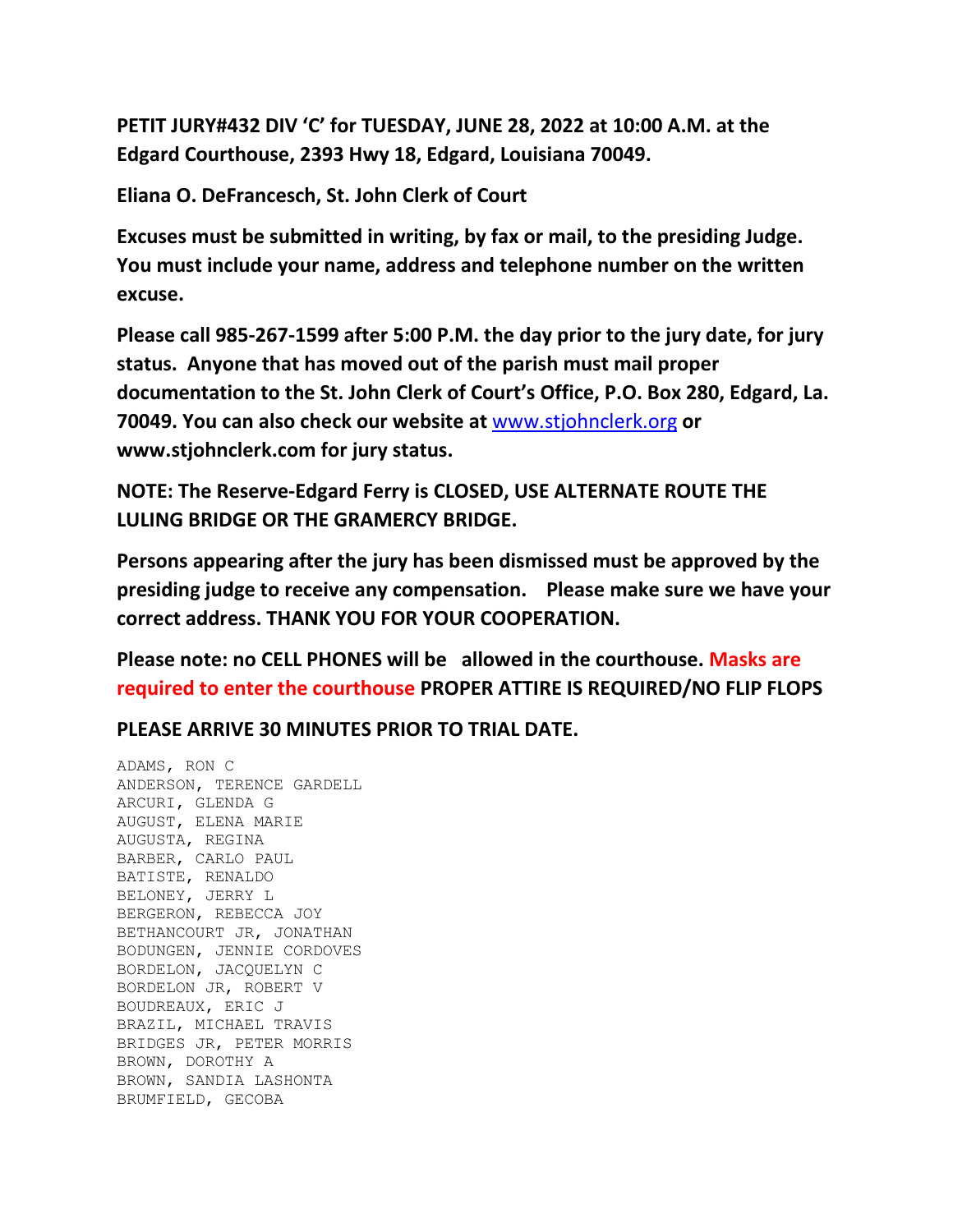**PETIT JURY#432 DIV 'C' for TUESDAY, JUNE 28, 2022 at 10:00 A.M. at the Edgard Courthouse, 2393 Hwy 18, Edgard, Louisiana 70049.**

**Eliana O. DeFrancesch, St. John Clerk of Court**

**Excuses must be submitted in writing, by fax or mail, to the presiding Judge. You must include your name, address and telephone number on the written excuse.**

**Please call 985-267-1599 after 5:00 P.M. the day prior to the jury date, for jury status. Anyone that has moved out of the parish must mail proper documentation to the St. John Clerk of Court's Office, P.O. Box 280, Edgard, La. 70049. You can also check our website at [www.stjohnclerk.org](http://www.stjohnclerk.org) or www.stjohnclerk.com for jury status.**

**NOTE: The Reserve-Edgard Ferry is CLOSED, USE ALTERNATE ROUTE THE LULING BRIDGE OR THE GRAMERCY BRIDGE.**

**Persons appearing after the jury has been dismissed must be approved by the presiding judge to receive any compensation. Please make sure we have your correct address. THANK YOU FOR YOUR COOPERATION.**

**Please note: no CELL PHONES will be allowed in the courthouse. Masks are required to enter the courthouse PROPER ATTIRE IS REQUIRED/NO FLIP FLOPS**

**PLEASE ARRIVE 30 MINUTES PRIOR TO TRIAL DATE.**

ADAMS, RON C
ANDERSON, TERENCE GARDELL
ARCURI, GLENDA G
AUGUST, ELENA MARIE
AUGUSTA, REGINA
BARBER, CARLO PAUL
BATISTE, RENALDO
BELONEY, JERRY L
BERGERON, REBECCA JOY
BETHANCOURT JR, JONATHAN
BODUNGEN, JENNIE CORDOVES
BORDELON, JACQUELYN C
BORDELON JR, ROBERT V
BOUDREAUX, ERIC J
BRAZIL, MICHAEL TRAVIS
BRIDGES JR, PETER MORRIS
BROWN, DOROTHY A
BROWN, SANDIA LASHONTA
BRUMFIELD, GECOBA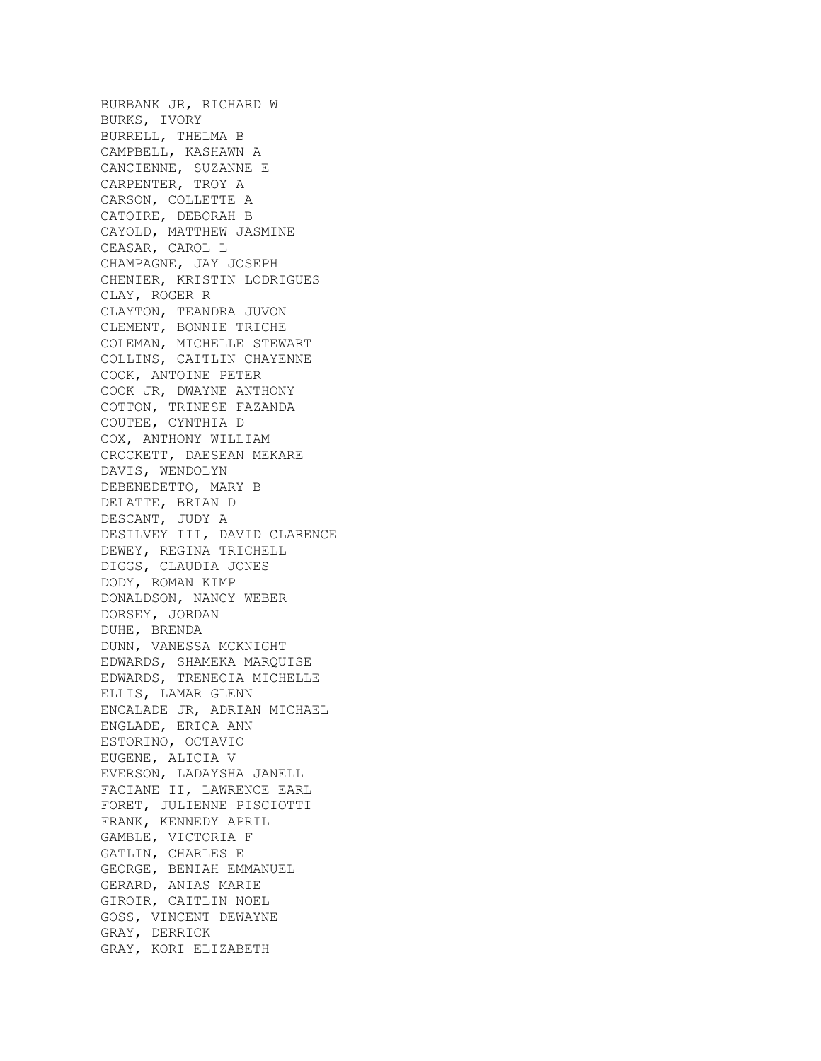BURBANK JR, RICHARD W
BURKS, IVORY
BURRELL, THELMA B
CAMPBELL, KASHAWN A
CANCIENNE, SUZANNE E
CARPENTER, TROY A
CARSON, COLLETTE A
CATOIRE, DEBORAH B
CAYOLD, MATTHEW JASMINE
CEASAR, CAROL L
CHAMPAGNE, JAY JOSEPH
CHENIER, KRISTIN LODRIGUES
CLAY, ROGER R
CLAYTON, TEANDRA JUVON
CLEMENT, BONNIE TRICHE
COLEMAN, MICHELLE STEWART
COLLINS, CAITLIN CHAYENNE
COOK, ANTOINE PETER
COOK JR, DWAYNE ANTHONY
COTTON, TRINESE FAZANDA
COUTEE, CYNTHIA D
COX, ANTHONY WILLIAM
CROCKETT, DAESEAN MEKARE
DAVIS, WENDOLYN
DEBENEDETTO, MARY B
DELATTE, BRIAN D
DESCANT, JUDY A
DESILVEY III, DAVID CLARENCE
DEWEY, REGINA TRICHELL
DIGGS, CLAUDIA JONES
DODY, ROMAN KIMP
DONALDSON, NANCY WEBER
DORSEY, JORDAN
DUHE, BRENDA
DUNN, VANESSA MCKNIGHT
EDWARDS, SHAMEKA MARQUISE
EDWARDS, TRENECIA MICHELLE
ELLIS, LAMAR GLENN
ENCALADE JR, ADRIAN MICHAEL
ENGLADE, ERICA ANN
ESTORINO, OCTAVIO
EUGENE, ALICIA V
EVERSON, LADAYSHA JANELL
FACIANE II, LAWRENCE EARL
FORET, JULIENNE PISCIOTTI
FRANK, KENNEDY APRIL
GAMBLE, VICTORIA F
GATLIN, CHARLES E
GEORGE, BENIAH EMMANUEL
GERARD, ANIAS MARIE
GIROIR, CAITLIN NOEL
GOSS, VINCENT DEWAYNE
GRAY, DERRICK
GRAY, KORI ELIZABETH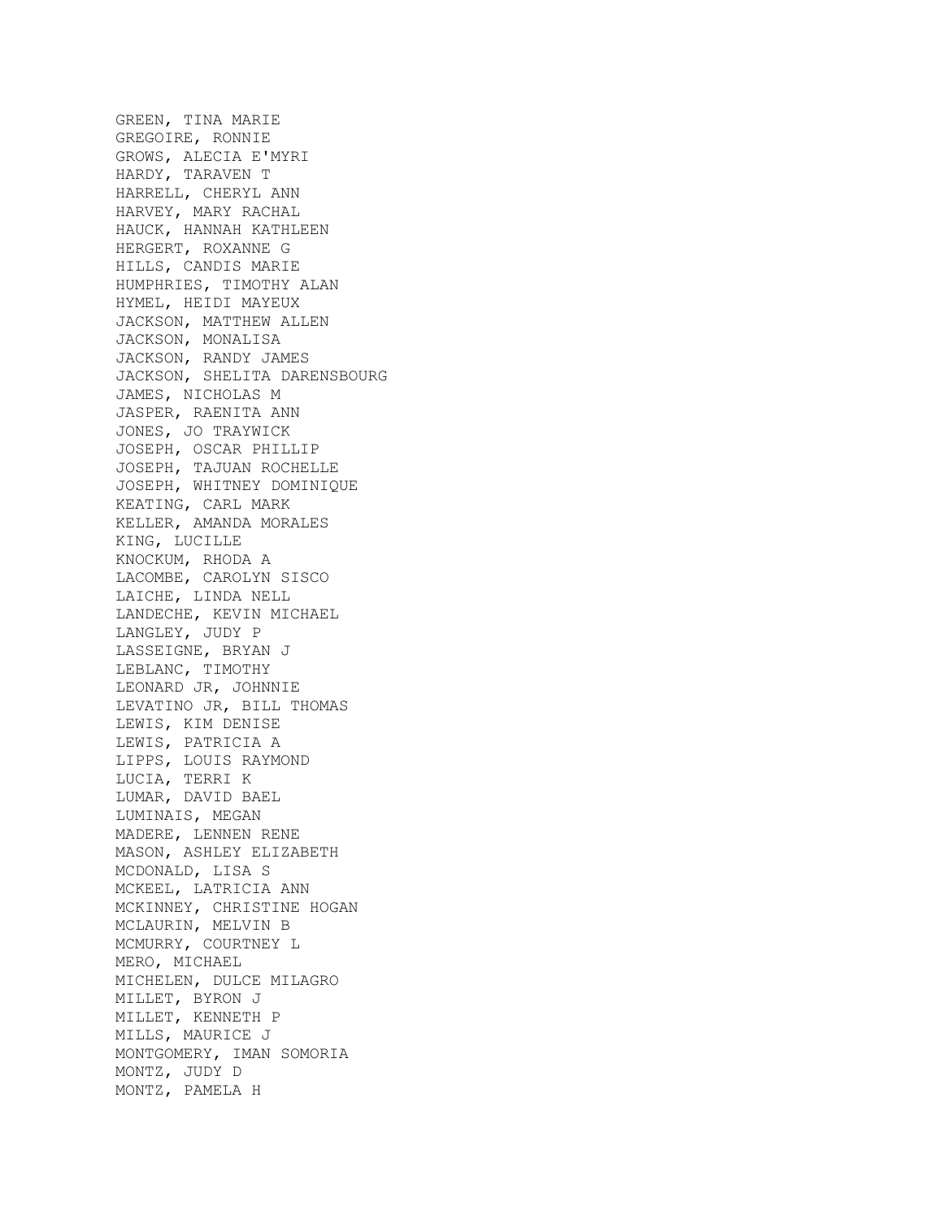GREEN, TINA MARIE
GREGOIRE, RONNIE
GROWS, ALECIA E'MYRI
HARDY, TARAVEN T
HARRELL, CHERYL ANN
HARVEY, MARY RACHAL
HAUCK, HANNAH KATHLEEN
HERGERT, ROXANNE G
HILLS, CANDIS MARIE
HUMPHRIES, TIMOTHY ALAN
HYMEL, HEIDI MAYEUX
JACKSON, MATTHEW ALLEN
JACKSON, MONALISA
JACKSON, RANDY JAMES
JACKSON, SHELITA DARENSBOURG
JAMES, NICHOLAS M
JASPER, RAENITA ANN
JONES, JO TRAYWICK
JOSEPH, OSCAR PHILLIP
JOSEPH, TAJUAN ROCHELLE
JOSEPH, WHITNEY DOMINIQUE
KEATING, CARL MARK
KELLER, AMANDA MORALES
KING, LUCILLE
KNOCKUM, RHODA A
LACOMBE, CAROLYN SISCO
LAICHE, LINDA NELL
LANDECHE, KEVIN MICHAEL
LANGLEY, JUDY P
LASSEIGNE, BRYAN J
LEBLANC, TIMOTHY
LEONARD JR, JOHNNIE
LEVATINO JR, BILL THOMAS
LEWIS, KIM DENISE
LEWIS, PATRICIA A
LIPPS, LOUIS RAYMOND
LUCIA, TERRI K
LUMAR, DAVID BAEL
LUMINAIS, MEGAN
MADERE, LENNEN RENE
MASON, ASHLEY ELIZABETH
MCDONALD, LISA S
MCKEEL, LATRICIA ANN
MCKINNEY, CHRISTINE HOGAN
MCLAURIN, MELVIN B
MCMURRY, COURTNEY L
MERO, MICHAEL
MICHELEN, DULCE MILAGRO
MILLET, BYRON J
MILLET, KENNETH P
MILLS, MAURICE J
MONTGOMERY, IMAN SOMORIA
MONTZ, JUDY D
MONTZ, PAMELA H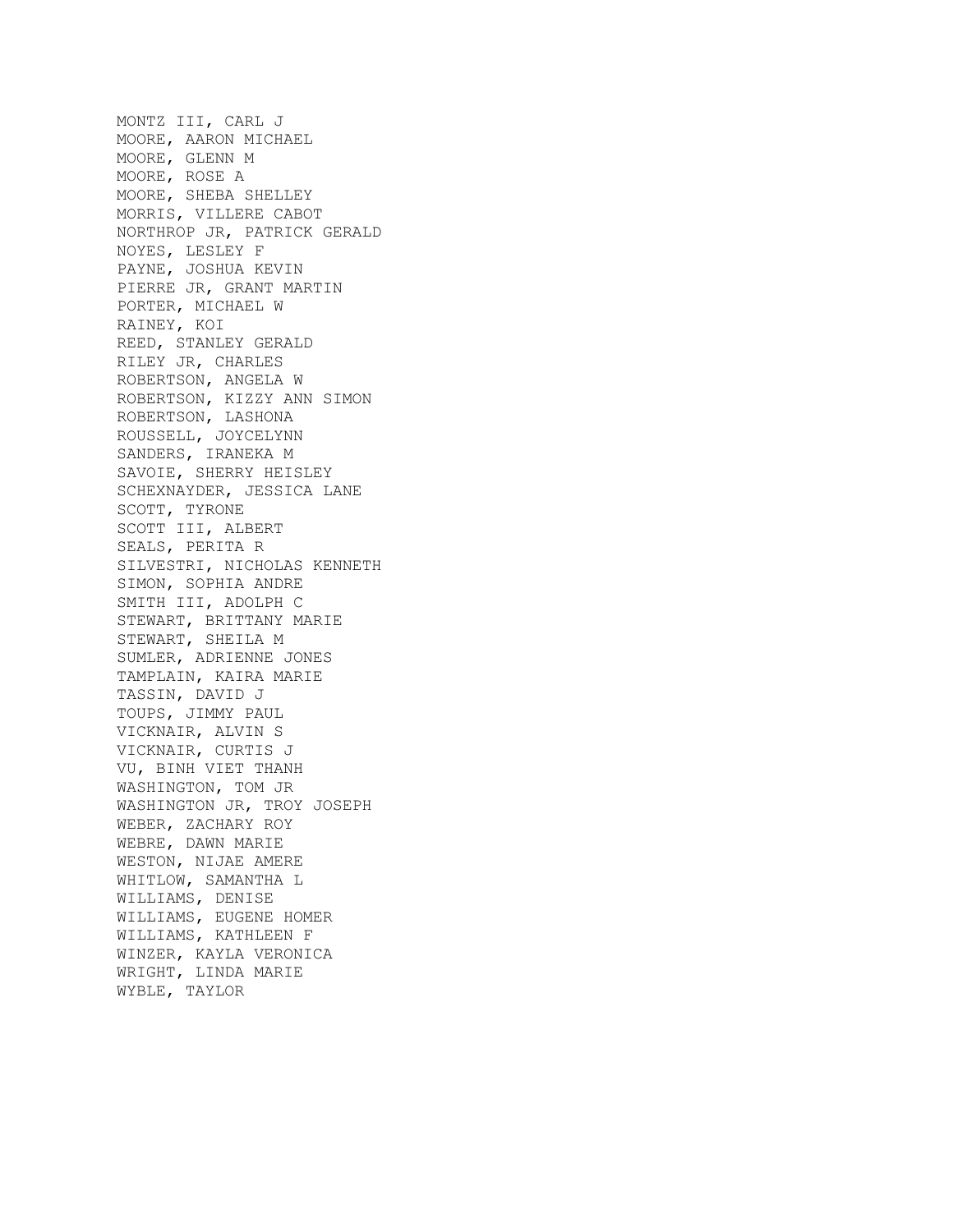MONTZ III, CARL J
MOORE, AARON MICHAEL
MOORE, GLENN M
MOORE, ROSE A
MOORE, SHEBA SHELLEY
MORRIS, VILLERE CABOT
NORTHROP JR, PATRICK GERALD
NOYES, LESLEY F
PAYNE, JOSHUA KEVIN
PIERRE JR, GRANT MARTIN
PORTER, MICHAEL W
RAINEY, KOI
REED, STANLEY GERALD
RILEY JR, CHARLES
ROBERTSON, ANGELA W
ROBERTSON, KIZZY ANN SIMON
ROBERTSON, LASHONA
ROUSSELL, JOYCELYNN
SANDERS, IRANEKA M
SAVOIE, SHERRY HEISLEY
SCHEXNAYDER, JESSICA LANE
SCOTT, TYRONE
SCOTT III, ALBERT
SEALS, PERITA R
SILVESTRI, NICHOLAS KENNETH
SIMON, SOPHIA ANDRE
SMITH III, ADOLPH C
STEWART, BRITTANY MARIE
STEWART, SHEILA M
SUMLER, ADRIENNE JONES
TAMPLAIN, KAIRA MARIE
TASSIN, DAVID J
TOUPS, JIMMY PAUL
VICKNAIR, ALVIN S
VICKNAIR, CURTIS J
VU, BINH VIET THANH
WASHINGTON, TOM JR
WASHINGTON JR, TROY JOSEPH
WEBER, ZACHARY ROY
WEBRE, DAWN MARIE
WESTON, NIJAE AMERE
WHITLOW, SAMANTHA L
WILLIAMS, DENISE
WILLIAMS, EUGENE HOMER
WILLIAMS, KATHLEEN F
WINZER, KAYLA VERONICA
WRIGHT, LINDA MARIE
WYBLE, TAYLOR